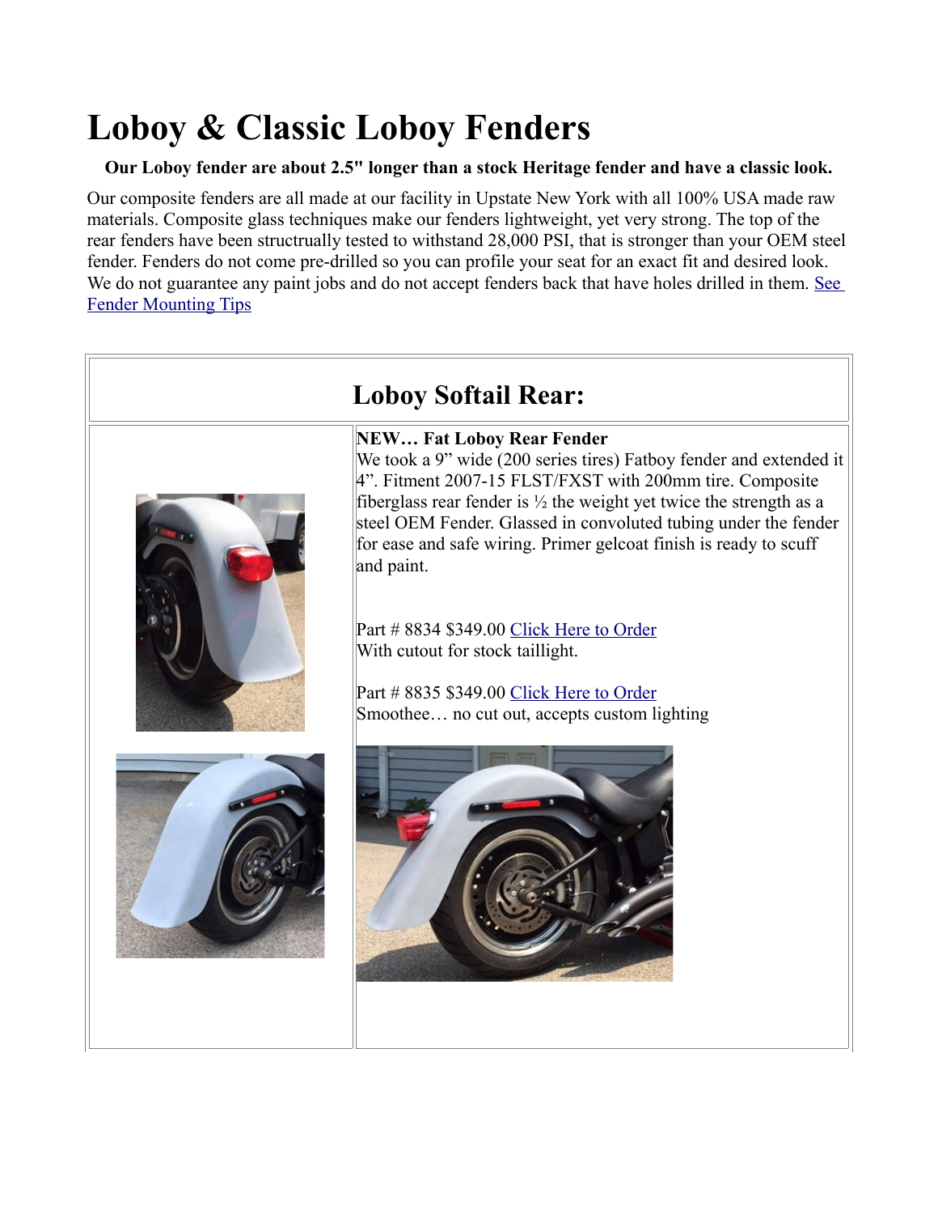# Loboy & Classic Loboy Fenders

**Our Loboy fender are about 2.5" longer than a stock Heritage fender and have a classic look.**

Our composite fenders are all made at our facility in Upstate New York with all 100% USA made raw materials. Composite glass techniques make our fenders lightweight, yet very strong. The top of the rear fenders have been structrually tested to withstand 28,000 PSI, that is stronger than your OEM steel fender. Fenders do not come pre-drilled so you can profile your seat for an exact fit and desired look. We do not guarantee any paint jobs and do not accept fenders back that have holes drilled in them. See Fender Mounting Tips

## Loboy Softail Rear:

**NEW… Fat Loboy Rear Fender**
We took a 9" wide (200 series tires) Fatboy fender and extended it 4". Fitment 2007-15 FLST/FXST with 200mm tire. Composite fiberglass rear fender is ½ the weight yet twice the strength as a steel OEM Fender. Glassed in convoluted tubing under the fender for ease and safe wiring. Primer gelcoat finish is ready to scuff and paint.

Part # 8834 $349.00 Click Here to Order
With cutout for stock taillight.

Part # 8835 $349.00 Click Here to Order
Smoothee… no cut out, accepts custom lighting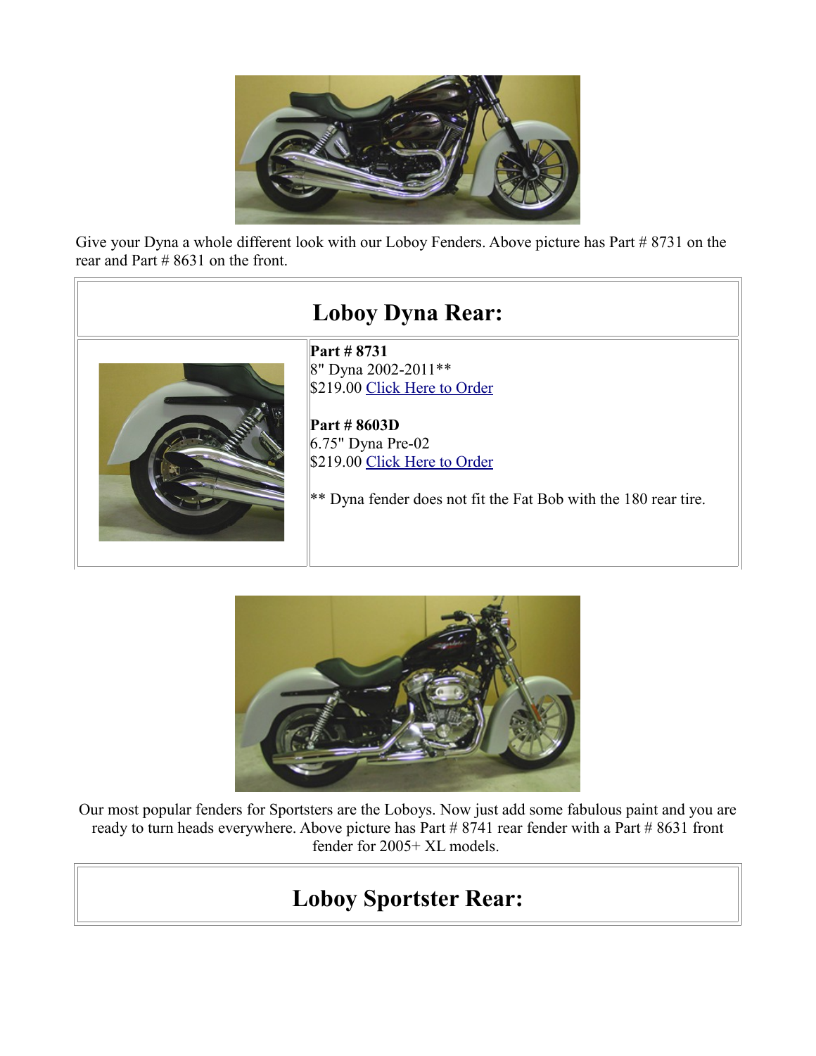Give your Dyna a whole different look with our Loboy Fenders. Above picture has Part # 8731 on the rear and Part # 8631 on the front.

## Loboy Dyna Rear:

**Part # 8731**
8" Dyna 2002-2011**
$219.00 Click Here to Order

**Part # 8603D**
6.75" Dyna Pre-02
$219.00 Click Here to Order

** Dyna fender does not fit the Fat Bob with the 180 rear tire.

Our most popular fenders for Sportsters are the Loboys. Now just add some fabulous paint and you are ready to turn heads everywhere. Above picture has Part # 8741 rear fender with a Part # 8631 front fender for 2005+ XL models.

## Loboy Sportster Rear: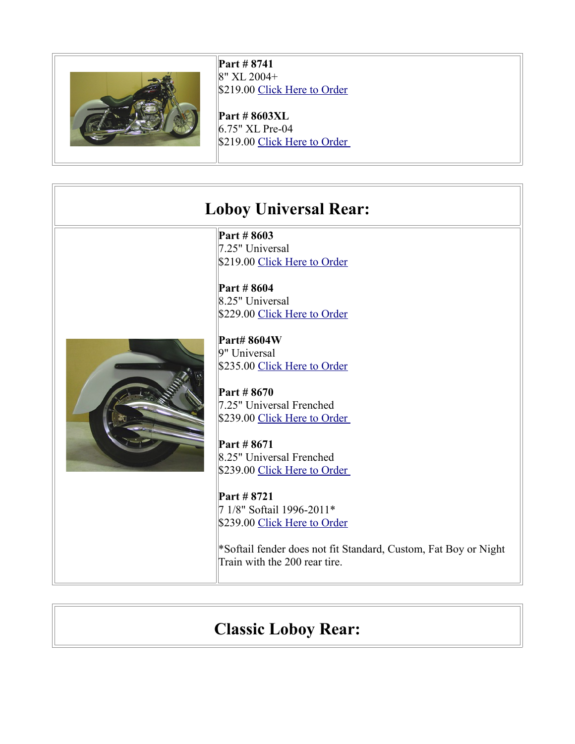**Part # 8741**
8" XL 2004+
$219.00 Click Here to Order

**Part # 8603XL**
6.75" XL Pre-04
$219.00 Click Here to Order

## Loboy Universal Rear:

**Part # 8603**
7.25" Universal
$219.00 Click Here to Order

**Part # 8604**
8.25" Universal
$229.00 Click Here to Order

**Part# 8604W**
9" Universal
$235.00 Click Here to Order

**Part # 8670**
7.25" Universal Frenched
$239.00 Click Here to Order

**Part # 8671**
8.25" Universal Frenched
$239.00 Click Here to Order

**Part # 8721**
7 1/8" Softail 1996-2011*
$239.00 Click Here to Order

*Softail fender does not fit Standard, Custom, Fat Boy or Night Train with the 200 rear tire.

## Classic Loboy Rear: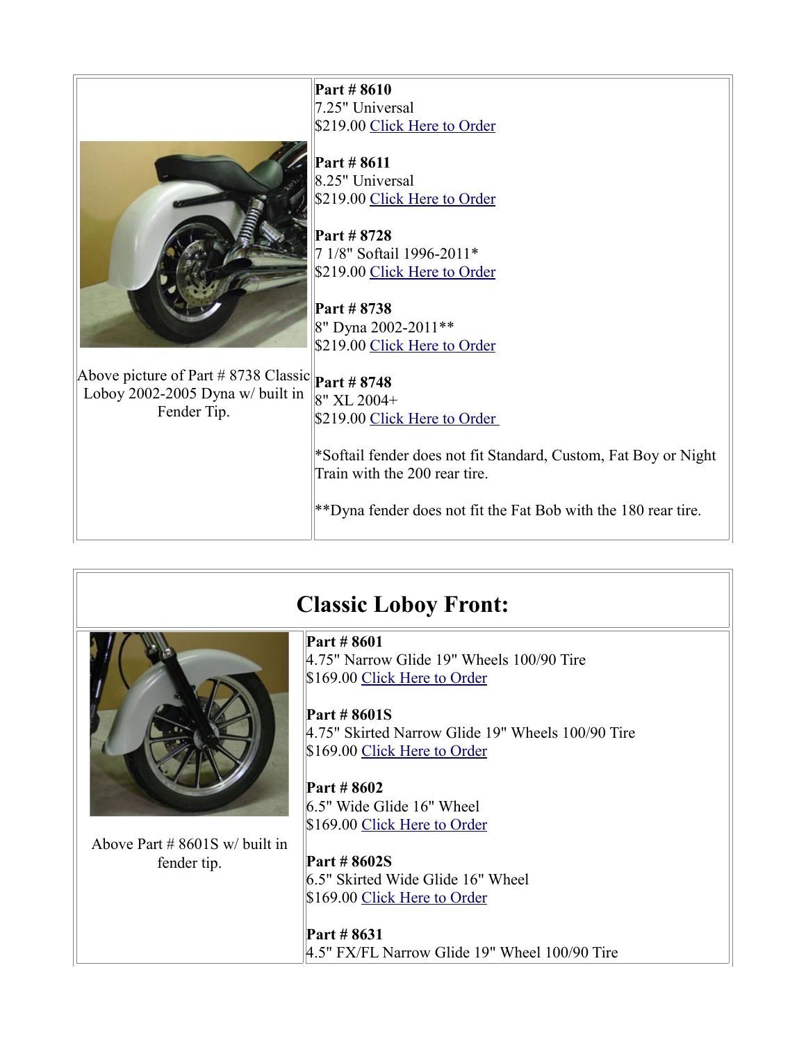| | |
|---|---|
| Above picture of Part # 8738 Classic Loboy 2002-2005 Dyna w/ built in Fender Tip. | **Part # 8610**<br>7.25" Universal<br>$219.00 Click Here to Order<br><br>**Part # 8611**<br>8.25" Universal<br>$219.00 Click Here to Order<br><br>**Part # 8728**<br>7 1/8" Softail 1996-2011*<br>$219.00 Click Here to Order<br><br>**Part # 8738**<br>8" Dyna 2002-2011**<br>$219.00 Click Here to Order<br><br>**Part # 8748**<br>8" XL 2004+<br>$219.00 Click Here to Order<br><br>*Softail fender does not fit Standard, Custom, Fat Boy or Night Train with the 200 rear tire.<br><br>**Dyna fender does not fit the Fat Bob with the 180 rear tire. |

## Classic Loboy Front:

| | |
|---|---|
| Above Part # 8601S w/ built in fender tip. | **Part # 8601**<br>4.75" Narrow Glide 19" Wheels 100/90 Tire<br>$169.00 Click Here to Order<br><br>**Part # 8601S**<br>4.75" Skirted Narrow Glide 19" Wheels 100/90 Tire<br>$169.00 Click Here to Order<br><br>**Part # 8602**<br>6.5" Wide Glide 16" Wheel<br>$169.00 Click Here to Order<br><br>**Part # 8602S**<br>6.5" Skirted Wide Glide 16" Wheel<br>$169.00 Click Here to Order<br><br>**Part # 8631**<br>4.5" FX/FL Narrow Glide 19" Wheel 100/90 Tire |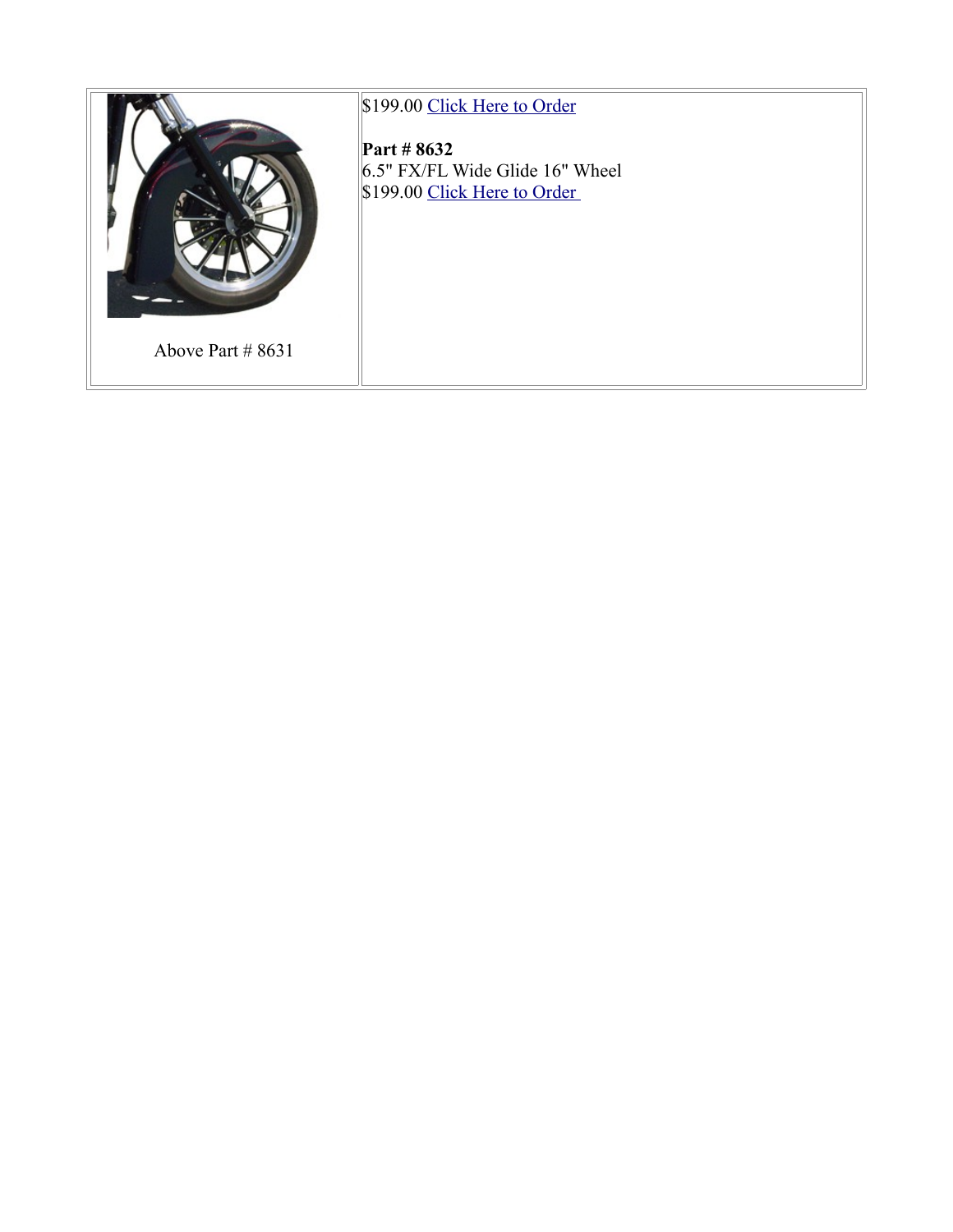| | |
|---|---|
| Above Part # 8631 | $199.00 Click Here to Order<br><br>**Part # 8632**<br>6.5" FX/FL Wide Glide 16" Wheel<br>$199.00 Click Here to Order |